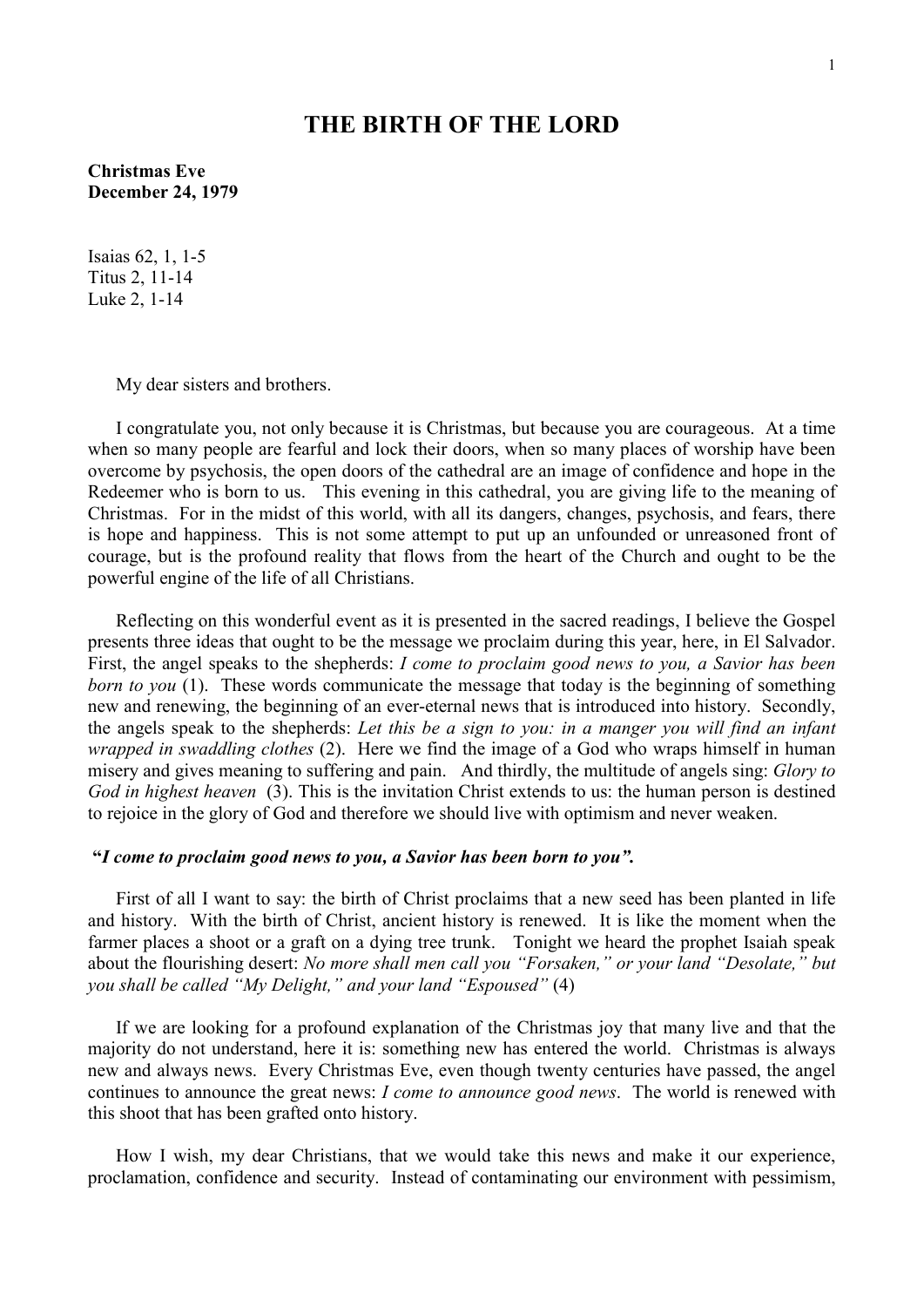# THE BIRTH OF THE LORD

**Christmas Eve**
**December 24, 1979**

Isaias 62, 1, 1-5
Titus 2, 11-14
Luke 2, 1-14

My dear sisters and brothers.

I congratulate you, not only because it is Christmas, but because you are courageous. At a time when so many people are fearful and lock their doors, when so many places of worship have been overcome by psychosis, the open doors of the cathedral are an image of confidence and hope in the Redeemer who is born to us. This evening in this cathedral, you are giving life to the meaning of Christmas. For in the midst of this world, with all its dangers, changes, psychosis, and fears, there is hope and happiness. This is not some attempt to put up an unfounded or unreasoned front of courage, but is the profound reality that flows from the heart of the Church and ought to be the powerful engine of the life of all Christians.

Reflecting on this wonderful event as it is presented in the sacred readings, I believe the Gospel presents three ideas that ought to be the message we proclaim during this year, here, in El Salvador. First, the angel speaks to the shepherds: *I come to proclaim good news to you, a Savior has been born to you* (1). These words communicate the message that today is the beginning of something new and renewing, the beginning of an ever-eternal news that is introduced into history. Secondly, the angels speak to the shepherds: *Let this be a sign to you: in a manger you will find an infant wrapped in swaddling clothes* (2). Here we find the image of a God who wraps himself in human misery and gives meaning to suffering and pain. And thirdly, the multitude of angels sing: *Glory to God in highest heaven* (3). This is the invitation Christ extends to us: the human person is destined to rejoice in the glory of God and therefore we should live with optimism and never weaken.

**"*I come to proclaim good news to you, a Savior has been born to you*".**

First of all I want to say: the birth of Christ proclaims that a new seed has been planted in life and history. With the birth of Christ, ancient history is renewed. It is like the moment when the farmer places a shoot or a graft on a dying tree trunk. Tonight we heard the prophet Isaiah speak about the flourishing desert: *No more shall men call you "Forsaken," or your land "Desolate," but you shall be called "My Delight," and your land "Espoused"* (4)

If we are looking for a profound explanation of the Christmas joy that many live and that the majority do not understand, here it is: something new has entered the world. Christmas is always new and always news. Every Christmas Eve, even though twenty centuries have passed, the angel continues to announce the great news: *I come to announce good news*. The world is renewed with this shoot that has been grafted onto history.

How I wish, my dear Christians, that we would take this news and make it our experience, proclamation, confidence and security. Instead of contaminating our environment with pessimism,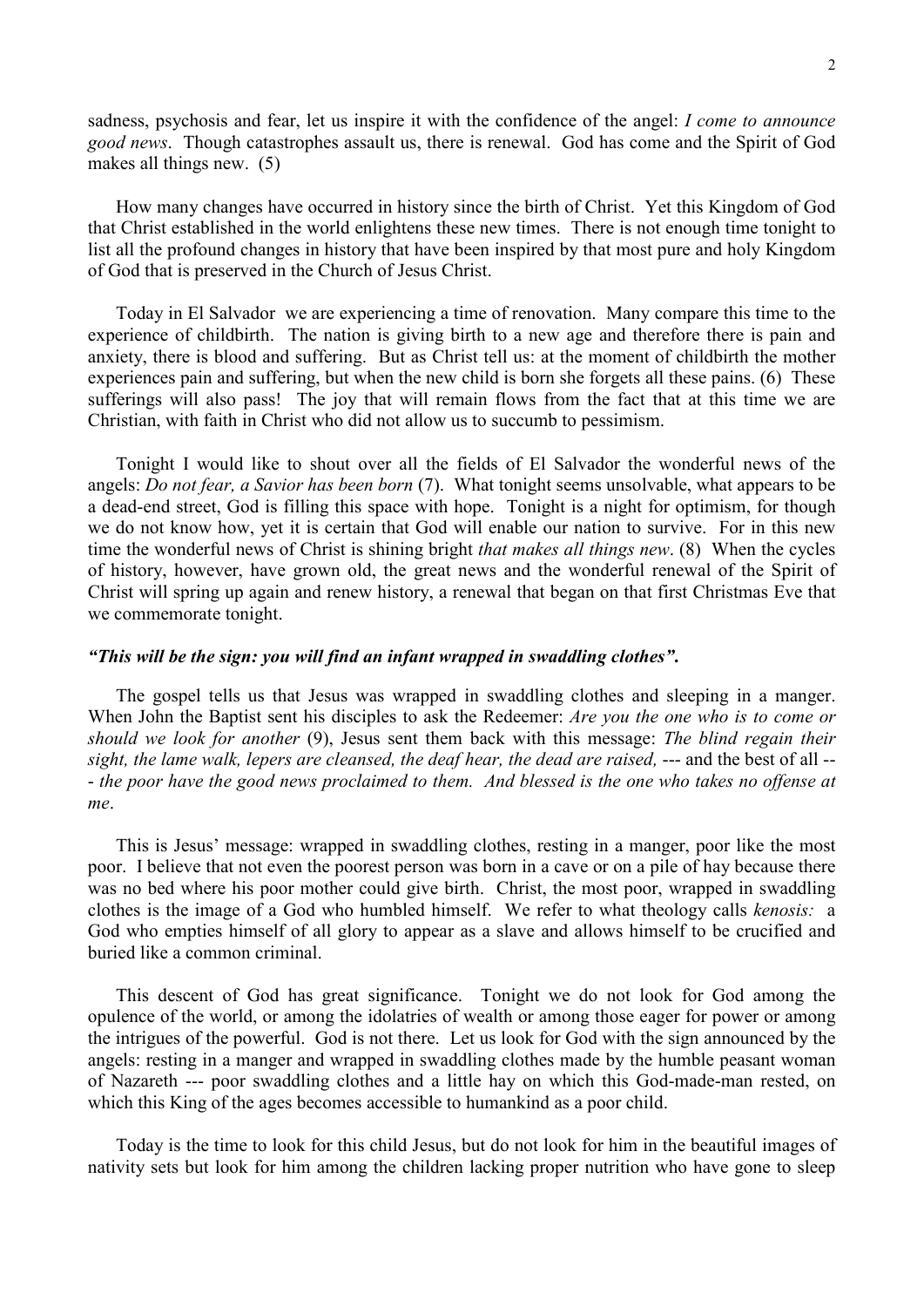sadness, psychosis and fear, let us inspire it with the confidence of the angel: *I come to announce good news*. Though catastrophes assault us, there is renewal. God has come and the Spirit of God makes all things new. (5)

How many changes have occurred in history since the birth of Christ. Yet this Kingdom of God that Christ established in the world enlightens these new times. There is not enough time tonight to list all the profound changes in history that have been inspired by that most pure and holy Kingdom of God that is preserved in the Church of Jesus Christ.

Today in El Salvador we are experiencing a time of renovation. Many compare this time to the experience of childbirth. The nation is giving birth to a new age and therefore there is pain and anxiety, there is blood and suffering. But as Christ tell us: at the moment of childbirth the mother experiences pain and suffering, but when the new child is born she forgets all these pains. (6) These sufferings will also pass! The joy that will remain flows from the fact that at this time we are Christian, with faith in Christ who did not allow us to succumb to pessimism.

Tonight I would like to shout over all the fields of El Salvador the wonderful news of the angels: *Do not fear, a Savior has been born* (7). What tonight seems unsolvable, what appears to be a dead-end street, God is filling this space with hope. Tonight is a night for optimism, for though we do not know how, yet it is certain that God will enable our nation to survive. For in this new time the wonderful news of Christ is shining bright *that makes all things new*. (8) When the cycles of history, however, have grown old, the great news and the wonderful renewal of the Spirit of Christ will spring up again and renew history, a renewal that began on that first Christmas Eve that we commemorate tonight.

***"This will be the sign: you will find an infant wrapped in swaddling clothes".***

The gospel tells us that Jesus was wrapped in swaddling clothes and sleeping in a manger. When John the Baptist sent his disciples to ask the Redeemer: *Are you the one who is to come or should we look for another* (9), Jesus sent them back with this message: *The blind regain their sight, the lame walk, lepers are cleansed, the deaf hear, the dead are raised,* --- and the best of all --- *the poor have the good news proclaimed to them. And blessed is the one who takes no offense at me*.

This is Jesus' message: wrapped in swaddling clothes, resting in a manger, poor like the most poor. I believe that not even the poorest person was born in a cave or on a pile of hay because there was no bed where his poor mother could give birth. Christ, the most poor, wrapped in swaddling clothes is the image of a God who humbled himself. We refer to what theology calls *kenosis:* a God who empties himself of all glory to appear as a slave and allows himself to be crucified and buried like a common criminal.

This descent of God has great significance. Tonight we do not look for God among the opulence of the world, or among the idolatries of wealth or among those eager for power or among the intrigues of the powerful. God is not there. Let us look for God with the sign announced by the angels: resting in a manger and wrapped in swaddling clothes made by the humble peasant woman of Nazareth --- poor swaddling clothes and a little hay on which this God-made-man rested, on which this King of the ages becomes accessible to humankind as a poor child.

Today is the time to look for this child Jesus, but do not look for him in the beautiful images of nativity sets but look for him among the children lacking proper nutrition who have gone to sleep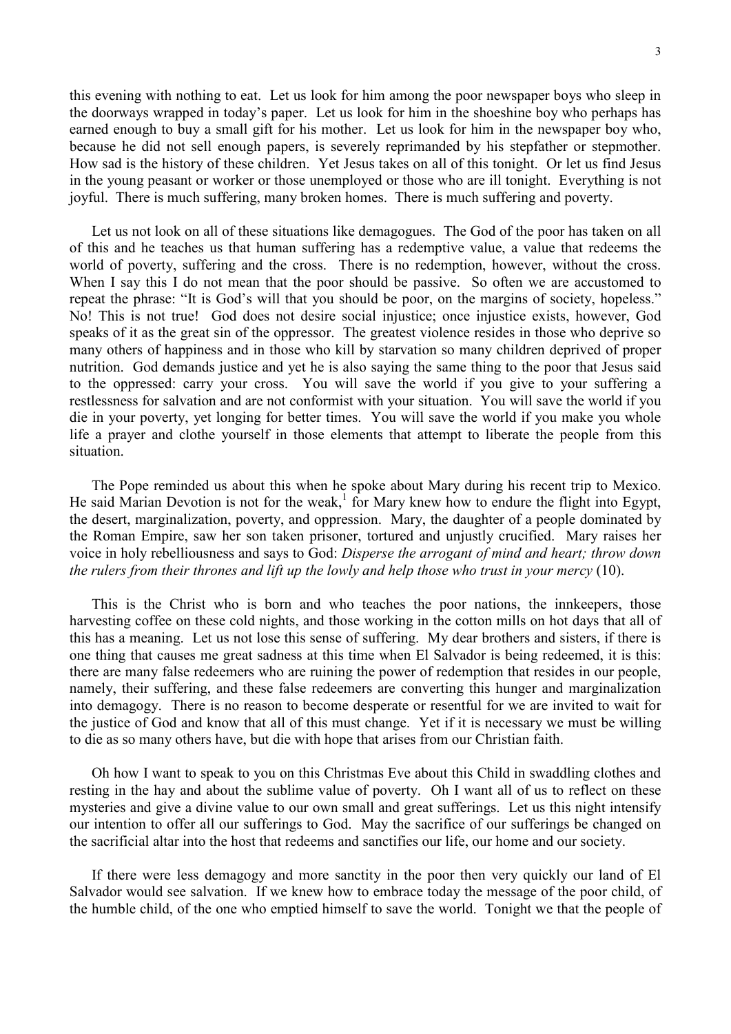this evening with nothing to eat. Let us look for him among the poor newspaper boys who sleep in the doorways wrapped in today's paper. Let us look for him in the shoeshine boy who perhaps has earned enough to buy a small gift for his mother. Let us look for him in the newspaper boy who, because he did not sell enough papers, is severely reprimanded by his stepfather or stepmother. How sad is the history of these children. Yet Jesus takes on all of this tonight. Or let us find Jesus in the young peasant or worker or those unemployed or those who are ill tonight. Everything is not joyful. There is much suffering, many broken homes. There is much suffering and poverty.

Let us not look on all of these situations like demagogues. The God of the poor has taken on all of this and he teaches us that human suffering has a redemptive value, a value that redeems the world of poverty, suffering and the cross. There is no redemption, however, without the cross. When I say this I do not mean that the poor should be passive. So often we are accustomed to repeat the phrase: "It is God's will that you should be poor, on the margins of society, hopeless." No! This is not true! God does not desire social injustice; once injustice exists, however, God speaks of it as the great sin of the oppressor. The greatest violence resides in those who deprive so many others of happiness and in those who kill by starvation so many children deprived of proper nutrition. God demands justice and yet he is also saying the same thing to the poor that Jesus said to the oppressed: carry your cross. You will save the world if you give to your suffering a restlessness for salvation and are not conformist with your situation. You will save the world if you die in your poverty, yet longing for better times. You will save the world if you make you whole life a prayer and clothe yourself in those elements that attempt to liberate the people from this situation.

The Pope reminded us about this when he spoke about Mary during his recent trip to Mexico. He said Marian Devotion is not for the weak,[1] for Mary knew how to endure the flight into Egypt, the desert, marginalization, poverty, and oppression. Mary, the daughter of a people dominated by the Roman Empire, saw her son taken prisoner, tortured and unjustly crucified. Mary raises her voice in holy rebelliousness and says to God: *Disperse the arrogant of mind and heart; throw down the rulers from their thrones and lift up the lowly and help those who trust in your mercy* (10).

This is the Christ who is born and who teaches the poor nations, the innkeepers, those harvesting coffee on these cold nights, and those working in the cotton mills on hot days that all of this has a meaning. Let us not lose this sense of suffering. My dear brothers and sisters, if there is one thing that causes me great sadness at this time when El Salvador is being redeemed, it is this: there are many false redeemers who are ruining the power of redemption that resides in our people, namely, their suffering, and these false redeemers are converting this hunger and marginalization into demagogy. There is no reason to become desperate or resentful for we are invited to wait for the justice of God and know that all of this must change. Yet if it is necessary we must be willing to die as so many others have, but die with hope that arises from our Christian faith.

Oh how I want to speak to you on this Christmas Eve about this Child in swaddling clothes and resting in the hay and about the sublime value of poverty. Oh I want all of us to reflect on these mysteries and give a divine value to our own small and great sufferings. Let us this night intensify our intention to offer all our sufferings to God. May the sacrifice of our sufferings be changed on the sacrificial altar into the host that redeems and sanctifies our life, our home and our society.

If there were less demagogy and more sanctity in the poor then very quickly our land of El Salvador would see salvation. If we knew how to embrace today the message of the poor child, of the humble child, of the one who emptied himself to save the world. Tonight we that the people of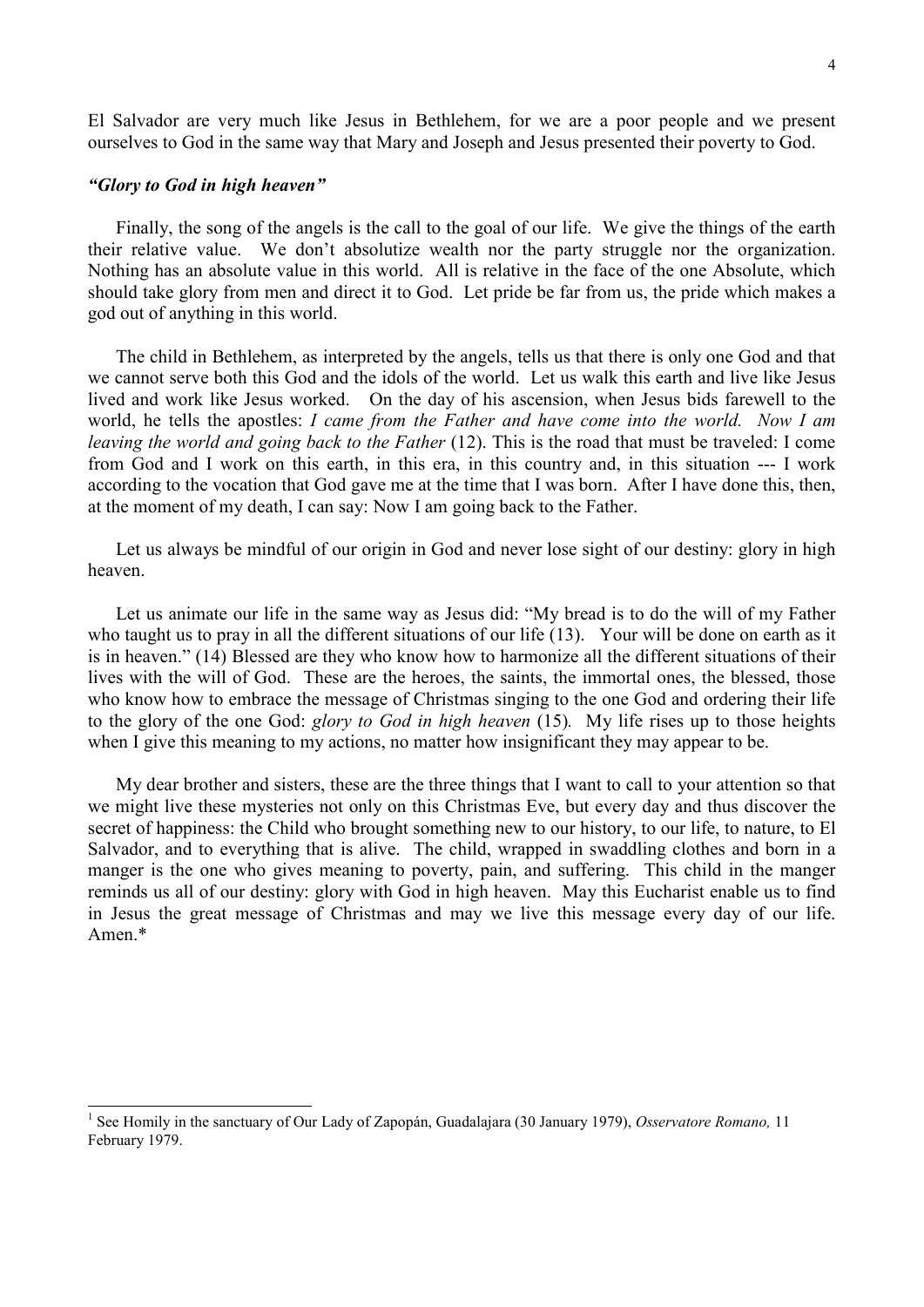El Salvador are very much like Jesus in Bethlehem, for we are a poor people and we present ourselves to God in the same way that Mary and Joseph and Jesus presented their poverty to God.

### *"Glory to God in high heaven"*

Finally, the song of the angels is the call to the goal of our life. We give the things of the earth their relative value. We don't absolutize wealth nor the party struggle nor the organization. Nothing has an absolute value in this world. All is relative in the face of the one Absolute, which should take glory from men and direct it to God. Let pride be far from us, the pride which makes a god out of anything in this world.

The child in Bethlehem, as interpreted by the angels, tells us that there is only one God and that we cannot serve both this God and the idols of the world. Let us walk this earth and live like Jesus lived and work like Jesus worked. On the day of his ascension, when Jesus bids farewell to the world, he tells the apostles: *I came from the Father and have come into the world. Now I am leaving the world and going back to the Father* (12). This is the road that must be traveled: I come from God and I work on this earth, in this era, in this country and, in this situation --- I work according to the vocation that God gave me at the time that I was born. After I have done this, then, at the moment of my death, I can say: Now I am going back to the Father.

Let us always be mindful of our origin in God and never lose sight of our destiny: glory in high heaven.

Let us animate our life in the same way as Jesus did: "My bread is to do the will of my Father who taught us to pray in all the different situations of our life (13). Your will be done on earth as it is in heaven." (14) Blessed are they who know how to harmonize all the different situations of their lives with the will of God. These are the heroes, the saints, the immortal ones, the blessed, those who know how to embrace the message of Christmas singing to the one God and ordering their life to the glory of the one God: *glory to God in high heaven* (15). My life rises up to those heights when I give this meaning to my actions, no matter how insignificant they may appear to be.

My dear brother and sisters, these are the three things that I want to call to your attention so that we might live these mysteries not only on this Christmas Eve, but every day and thus discover the secret of happiness: the Child who brought something new to our history, to our life, to nature, to El Salvador, and to everything that is alive. The child, wrapped in swaddling clothes and born in a manger is the one who gives meaning to poverty, pain, and suffering. This child in the manger reminds us all of our destiny: glory with God in high heaven. May this Eucharist enable us to find in Jesus the great message of Christmas and may we live this message every day of our life. Amen.*

---

[1] See Homily in the sanctuary of Our Lady of Zapopán, Guadalajara (30 January 1979), *Osservatore Romano,* 11 February 1979.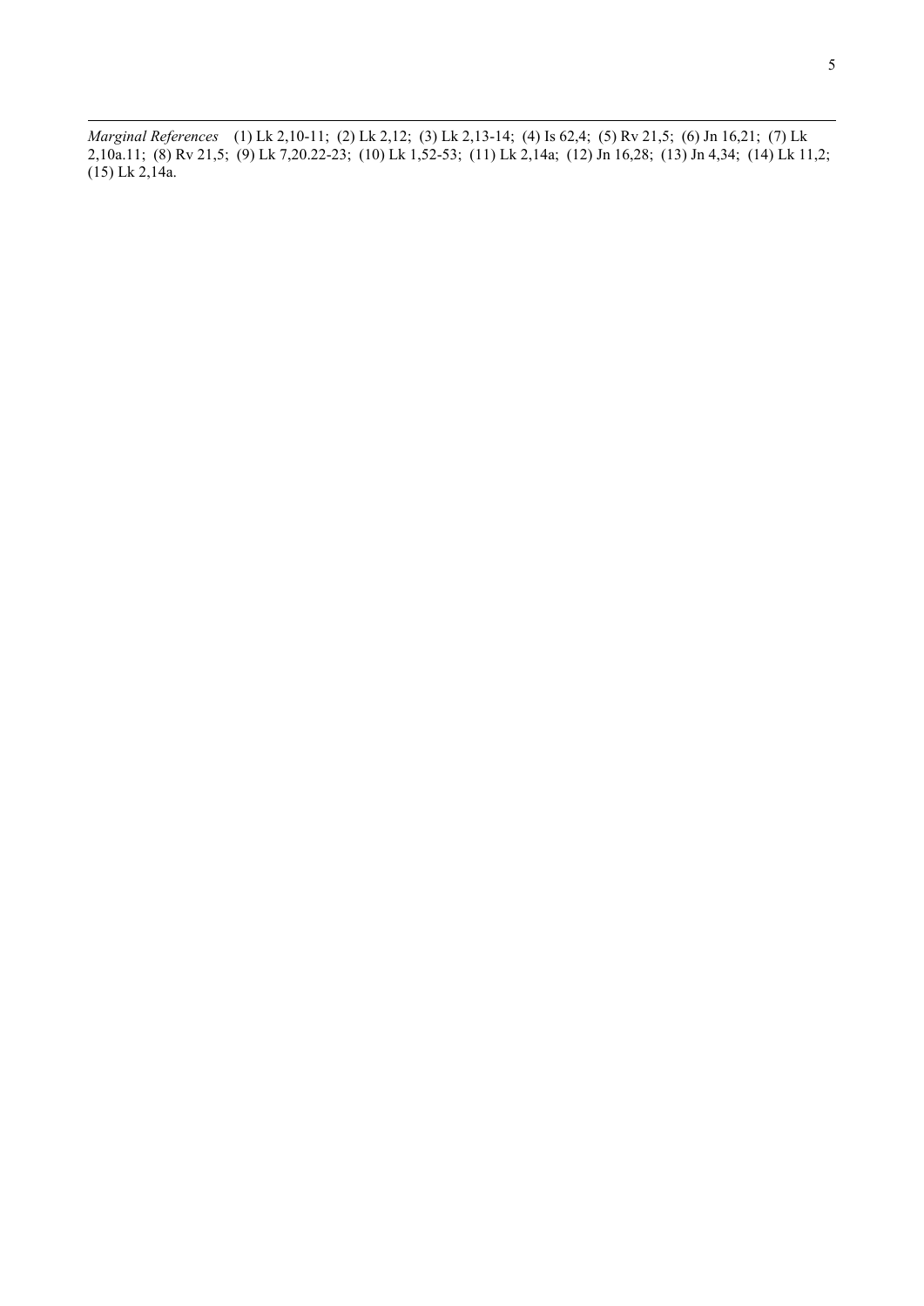*Marginal References* (1) Lk 2,10-11; (2) Lk 2,12; (3) Lk 2,13-14; (4) Is 62,4; (5) Rv 21,5; (6) Jn 16,21; (7) Lk 2,10a.11; (8) Rv 21,5; (9) Lk 7,20.22-23; (10) Lk 1,52-53; (11) Lk 2,14a; (12) Jn 16,28; (13) Jn 4,34; (14) Lk 11,2; (15) Lk 2,14a.